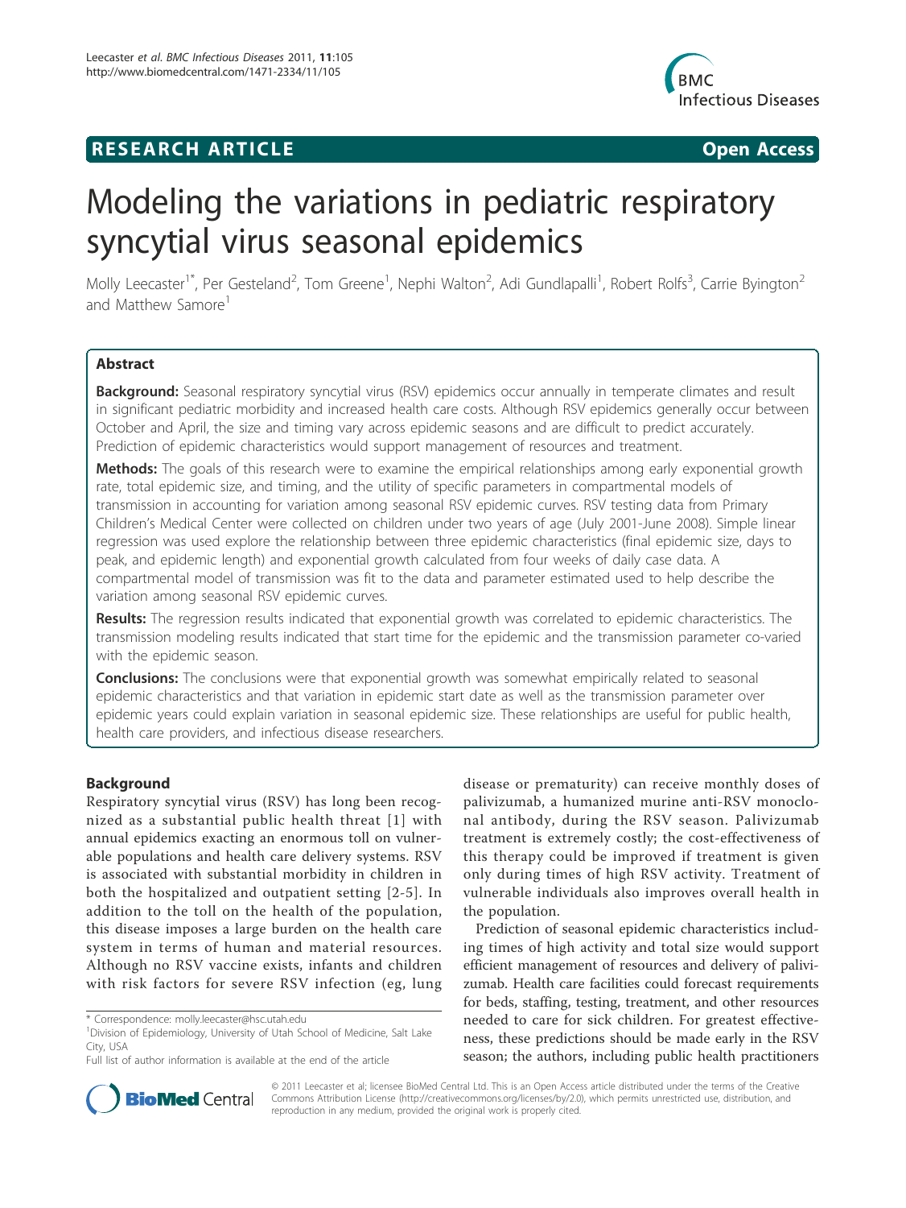RESEARCH ARTICLE Open Access

# Modeling the variations in pediatric respiratory syncytial virus seasonal epidemics

Molly Leecaster[1*], Per Gesteland[2], Tom Greene[1], Nephi Walton[2], Adi Gundlapalli[1], Robert Rolfs[3], Carrie Byington[2] and Matthew Samore[1]

## Abstract

**Background:** Seasonal respiratory syncytial virus (RSV) epidemics occur annually in temperate climates and result in significant pediatric morbidity and increased health care costs. Although RSV epidemics generally occur between October and April, the size and timing vary across epidemic seasons and are difficult to predict accurately. Prediction of epidemic characteristics would support management of resources and treatment.

**Methods:** The goals of this research were to examine the empirical relationships among early exponential growth rate, total epidemic size, and timing, and the utility of specific parameters in compartmental models of transmission in accounting for variation among seasonal RSV epidemic curves. RSV testing data from Primary Children's Medical Center were collected on children under two years of age (July 2001-June 2008). Simple linear regression was used explore the relationship between three epidemic characteristics (final epidemic size, days to peak, and epidemic length) and exponential growth calculated from four weeks of daily case data. A compartmental model of transmission was fit to the data and parameter estimated used to help describe the variation among seasonal RSV epidemic curves.

**Results:** The regression results indicated that exponential growth was correlated to epidemic characteristics. The transmission modeling results indicated that start time for the epidemic and the transmission parameter co-varied with the epidemic season.

**Conclusions:** The conclusions were that exponential growth was somewhat empirically related to seasonal epidemic characteristics and that variation in epidemic start date as well as the transmission parameter over epidemic years could explain variation in seasonal epidemic size. These relationships are useful for public health, health care providers, and infectious disease researchers.

## Background

Respiratory syncytial virus (RSV) has long been recognized as a substantial public health threat [1] with annual epidemics exacting an enormous toll on vulnerable populations and health care delivery systems. RSV is associated with substantial morbidity in children in both the hospitalized and outpatient setting [2-5]. In addition to the toll on the health of the population, this disease imposes a large burden on the health care system in terms of human and material resources. Although no RSV vaccine exists, infants and children with risk factors for severe RSV infection (eg, lung disease or prematurity) can receive monthly doses of palivizumab, a humanized murine anti-RSV monoclonal antibody, during the RSV season. Palivizumab treatment is extremely costly; the cost-effectiveness of this therapy could be improved if treatment is given only during times of high RSV activity. Treatment of vulnerable individuals also improves overall health in the population.

Prediction of seasonal epidemic characteristics including times of high activity and total size would support efficient management of resources and delivery of palivizumab. Health care facilities could forecast requirements for beds, staffing, testing, treatment, and other resources needed to care for sick children. For greatest effectiveness, these predictions should be made early in the RSV season; the authors, including public health practitioners

* Correspondence: molly.leecaster@hsc.utah.edu
[1]Division of Epidemiology, University of Utah School of Medicine, Salt Lake City, USA
Full list of author information is available at the end of the article

© 2011 Leecaster et al; licensee BioMed Central Ltd. This is an Open Access article distributed under the terms of the Creative Commons Attribution License (http://creativecommons.org/licenses/by/2.0), which permits unrestricted use, distribution, and reproduction in any medium, provided the original work is properly cited.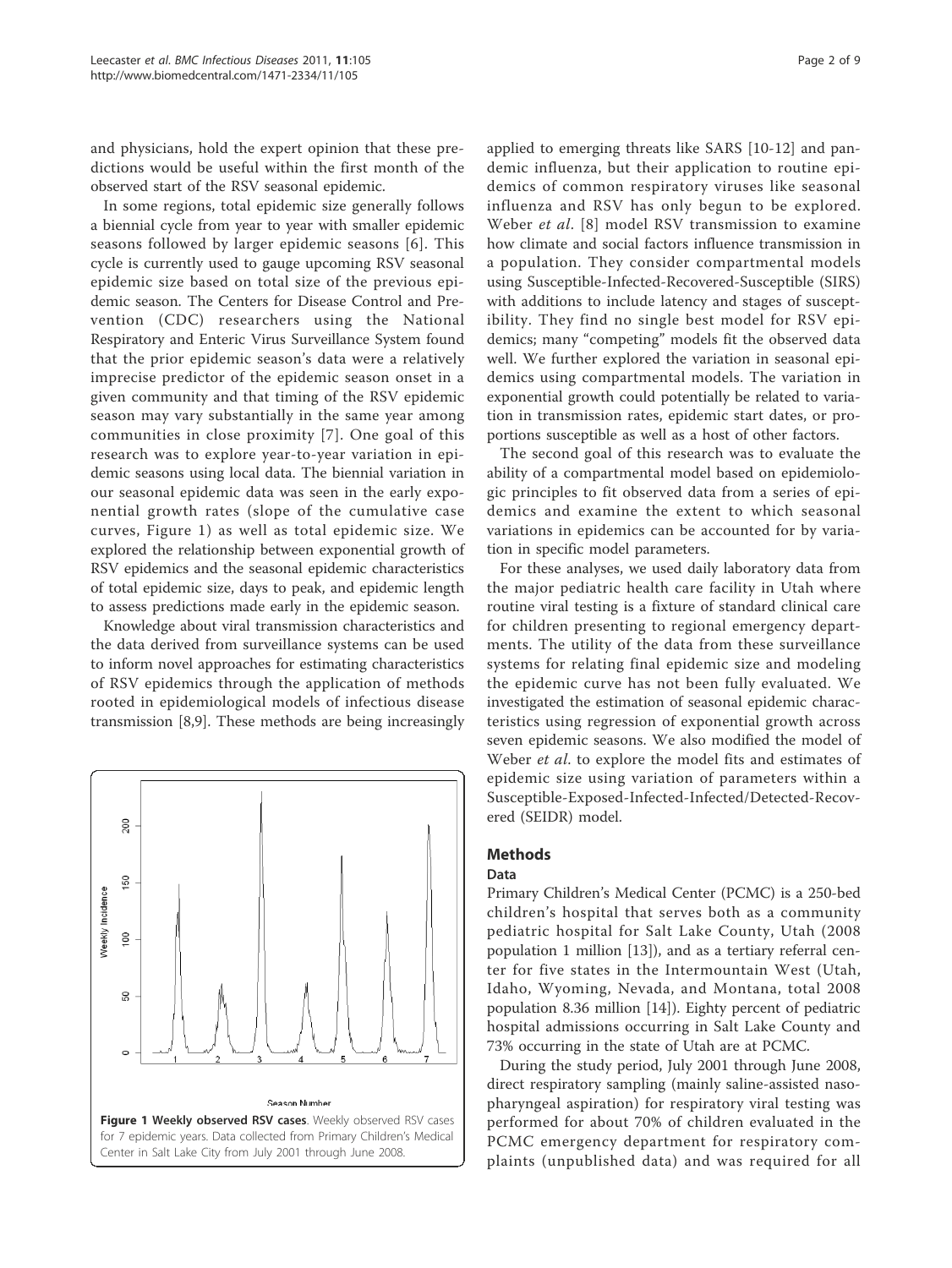and physicians, hold the expert opinion that these predictions would be useful within the first month of the observed start of the RSV seasonal epidemic.

In some regions, total epidemic size generally follows a biennial cycle from year to year with smaller epidemic seasons followed by larger epidemic seasons [6]. This cycle is currently used to gauge upcoming RSV seasonal epidemic size based on total size of the previous epidemic season. The Centers for Disease Control and Prevention (CDC) researchers using the National Respiratory and Enteric Virus Surveillance System found that the prior epidemic season's data were a relatively imprecise predictor of the epidemic season onset in a given community and that timing of the RSV epidemic season may vary substantially in the same year among communities in close proximity [7]. One goal of this research was to explore year-to-year variation in epidemic seasons using local data. The biennial variation in our seasonal epidemic data was seen in the early exponential growth rates (slope of the cumulative case curves, Figure 1) as well as total epidemic size. We explored the relationship between exponential growth of RSV epidemics and the seasonal epidemic characteristics of total epidemic size, days to peak, and epidemic length to assess predictions made early in the epidemic season.

Knowledge about viral transmission characteristics and the data derived from surveillance systems can be used to inform novel approaches for estimating characteristics of RSV epidemics through the application of methods rooted in epidemiological models of infectious disease transmission [8,9]. These methods are being increasingly applied to emerging threats like SARS [10-12] and pandemic influenza, but their application to routine epidemics of common respiratory viruses like seasonal influenza and RSV has only begun to be explored. Weber *et al*. [8] model RSV transmission to examine how climate and social factors influence transmission in a population. They consider compartmental models using Susceptible-Infected-Recovered-Susceptible (SIRS) with additions to include latency and stages of susceptibility. They find no single best model for RSV epidemics; many "competing" models fit the observed data well. We further explored the variation in seasonal epidemics using compartmental models. The variation in exponential growth could potentially be related to variation in transmission rates, epidemic start dates, or proportions susceptible as well as a host of other factors.

**Figure 1 Weekly observed RSV cases**. Weekly observed RSV cases for 7 epidemic years. Data collected from Primary Children's Medical Center in Salt Lake City from July 2001 through June 2008.

The second goal of this research was to evaluate the ability of a compartmental model based on epidemiologic principles to fit observed data from a series of epidemics and examine the extent to which seasonal variations in epidemics can be accounted for by variation in specific model parameters.

For these analyses, we used daily laboratory data from the major pediatric health care facility in Utah where routine viral testing is a fixture of standard clinical care for children presenting to regional emergency departments. The utility of the data from these surveillance systems for relating final epidemic size and modeling the epidemic curve has not been fully evaluated. We investigated the estimation of seasonal epidemic characteristics using regression of exponential growth across seven epidemic seasons. We also modified the model of Weber *et al*. to explore the model fits and estimates of epidemic size using variation of parameters within a Susceptible-Exposed-Infected-Infected/Detected-Recovered (SEIDR) model.

## Methods

### Data

Primary Children's Medical Center (PCMC) is a 250-bed children's hospital that serves both as a community pediatric hospital for Salt Lake County, Utah (2008 population 1 million [13]), and as a tertiary referral center for five states in the Intermountain West (Utah, Idaho, Wyoming, Nevada, and Montana, total 2008 population 8.36 million [14]). Eighty percent of pediatric hospital admissions occurring in Salt Lake County and 73% occurring in the state of Utah are at PCMC.

During the study period, July 2001 through June 2008, direct respiratory sampling (mainly saline-assisted nasopharyngeal aspiration) for respiratory viral testing was performed for about 70% of children evaluated in the PCMC emergency department for respiratory complaints (unpublished data) and was required for all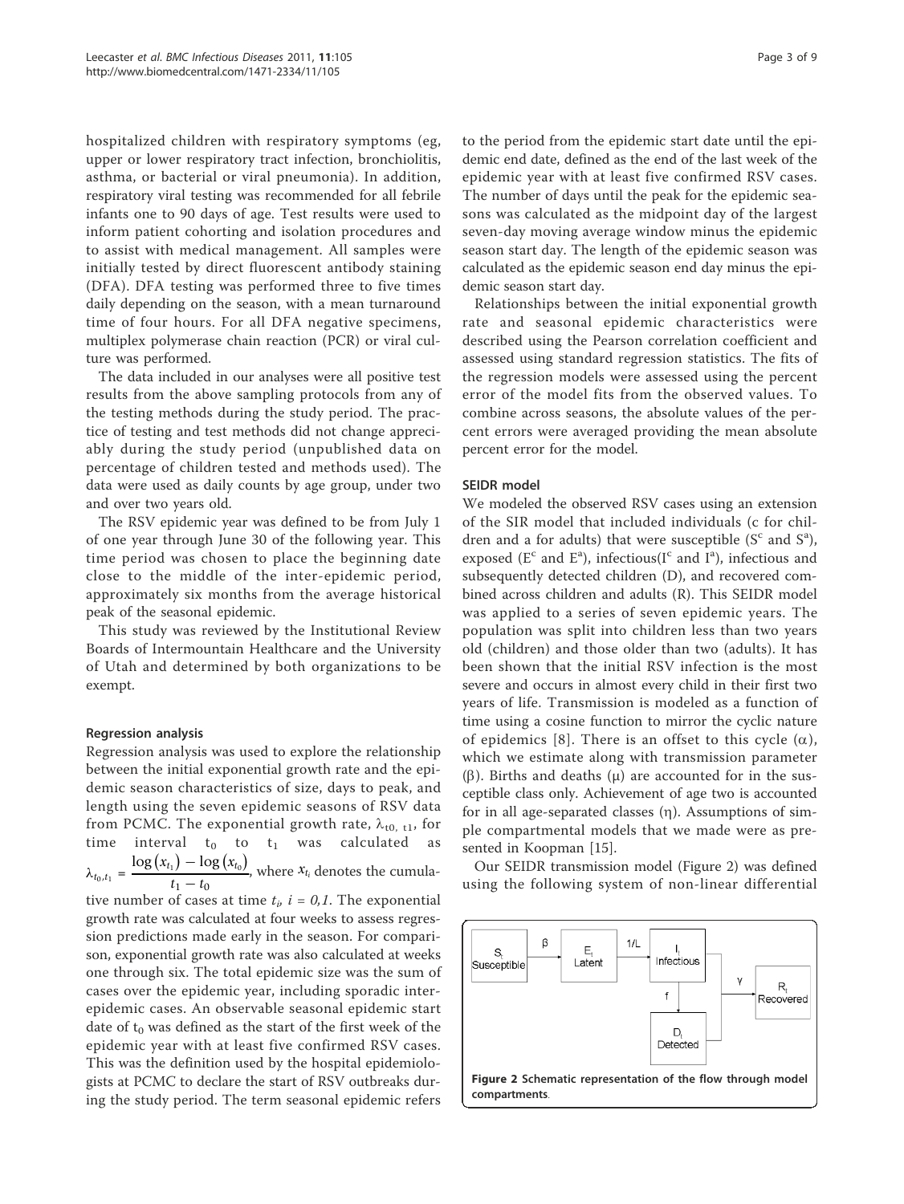hospitalized children with respiratory symptoms (eg, upper or lower respiratory tract infection, bronchiolitis, asthma, or bacterial or viral pneumonia). In addition, respiratory viral testing was recommended for all febrile infants one to 90 days of age. Test results were used to inform patient cohorting and isolation procedures and to assist with medical management. All samples were initially tested by direct fluorescent antibody staining (DFA). DFA testing was performed three to five times daily depending on the season, with a mean turnaround time of four hours. For all DFA negative specimens, multiplex polymerase chain reaction (PCR) or viral culture was performed.

The data included in our analyses were all positive test results from the above sampling protocols from any of the testing methods during the study period. The practice of testing and test methods did not change appreciably during the study period (unpublished data on percentage of children tested and methods used). The data were used as daily counts by age group, under two and over two years old.

The RSV epidemic year was defined to be from July 1 of one year through June 30 of the following year. This time period was chosen to place the beginning date close to the middle of the inter-epidemic period, approximately six months from the average historical peak of the seasonal epidemic.

This study was reviewed by the Institutional Review Boards of Intermountain Healthcare and the University of Utah and determined by both organizations to be exempt.

### Regression analysis

Regression analysis was used to explore the relationship between the initial exponential growth rate and the epidemic season characteristics of size, days to peak, and length using the seven epidemic seasons of RSV data from PCMC. The exponential growth rate, $\lambda_{t0,\ t1}$, for time interval $t_0$ to $t_1$ was calculated as $\lambda_{t_0,t_1} = \frac{\log(x_{t_1}) - \log(x_{t_0})}{t_1 - t_0}$, where $x_{t_i}$ denotes the cumulative number of cases at time $t_i$, $i = 0,1$. The exponential growth rate was calculated at four weeks to assess regression predictions made early in the season. For comparison, exponential growth rate was also calculated at weeks one through six. The total epidemic size was the sum of cases over the epidemic year, including sporadic inter-epidemic cases. An observable seasonal epidemic start date of $t_0$ was defined as the start of the first week of the epidemic year with at least five confirmed RSV cases. This was the definition used by the hospital epidemiologists at PCMC to declare the start of RSV outbreaks during the study period. The term seasonal epidemic refers to the period from the epidemic start date until the epidemic end date, defined as the end of the last week of the epidemic year with at least five confirmed RSV cases. The number of days until the peak for the epidemic seasons was calculated as the midpoint day of the largest seven-day moving average window minus the epidemic season start day. The length of the epidemic season was calculated as the epidemic season end day minus the epidemic season start day.

Relationships between the initial exponential growth rate and seasonal epidemic characteristics were described using the Pearson correlation coefficient and assessed using standard regression statistics. The fits of the regression models were assessed using the percent error of the model fits from the observed values. To combine across seasons, the absolute values of the percent errors were averaged providing the mean absolute percent error for the model.

### SEIDR model

We modeled the observed RSV cases using an extension of the SIR model that included individuals (c for children and a for adults) that were susceptible ($S^c$ and $S^a$), exposed ($E^c$ and $E^a$), infectious($I^c$ and $I^a$), infectious and subsequently detected children (D), and recovered combined across children and adults (R). This SEIDR model was applied to a series of seven epidemic years. The population was split into children less than two years old (children) and those older than two (adults). It has been shown that the initial RSV infection is the most severe and occurs in almost every child in their first two years of life. Transmission is modeled as a function of time using a cosine function to mirror the cyclic nature of epidemics [8]. There is an offset to this cycle ($\alpha$), which we estimate along with transmission parameter ($\beta$). Births and deaths ($\mu$) are accounted for in the susceptible class only. Achievement of age two is accounted for in all age-separated classes ($\eta$). Assumptions of simple compartmental models that we made were as presented in Koopman [15].

Our SEIDR transmission model (Figure 2) was defined using the following system of non-linear differential

$S_i$
Susceptible
β
$E_i$
Latent
1/L
$I_i$
Infectious
f
γ
$R_i$
Recovered
$D_i$
Detected

**Figure 2** Schematic representation of the flow through model compartments.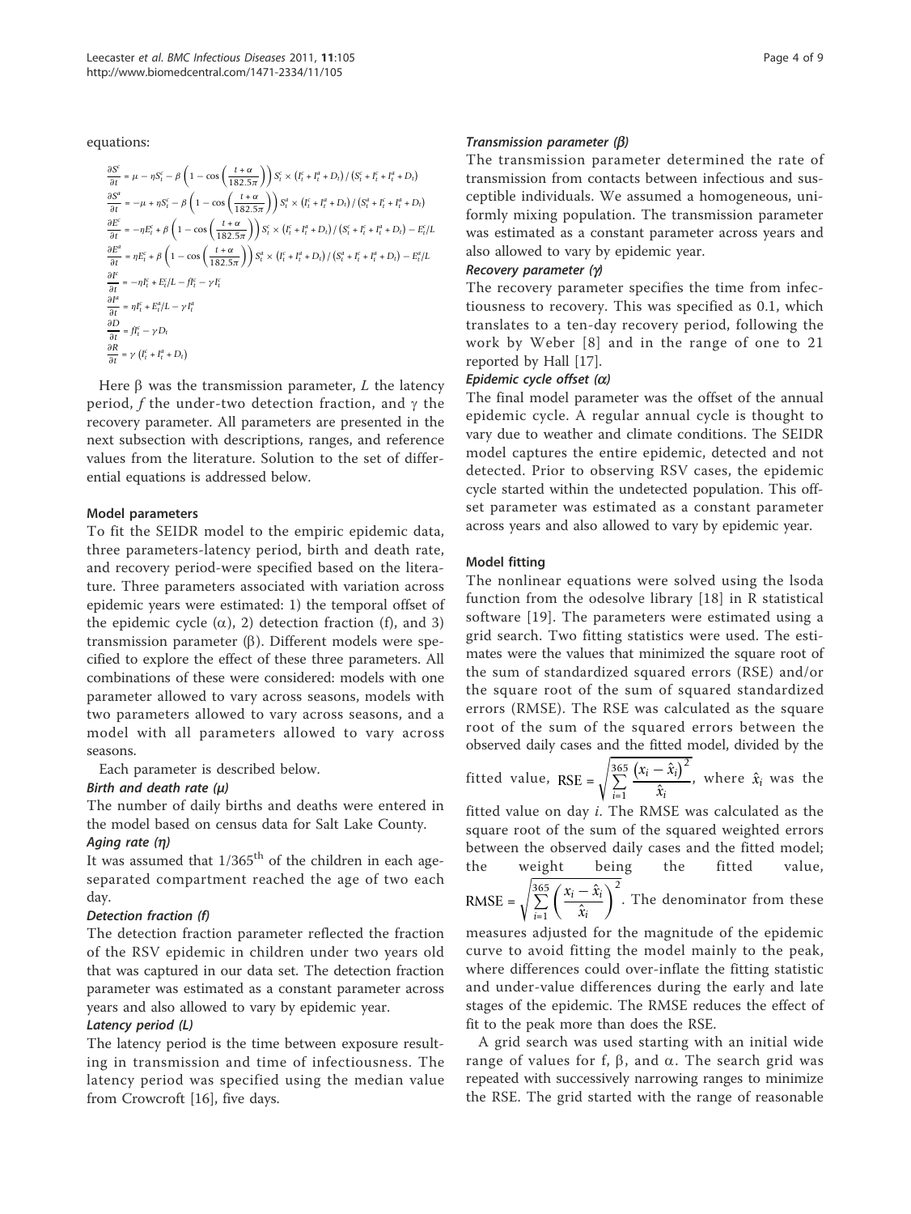equations:

$$\frac{\partial S^c}{\partial t} = \mu - \eta S_t^c - \beta\left(1 - \cos\left(\frac{t+\alpha}{182.5\pi}\right)\right) S_t^c \times \left(I_t^c + I_t^a + D_t\right) / \left(S_t^c + I_t^c + I_t^a + D_t\right)$$
$$\frac{\partial S^a}{\partial t} = -\mu + \eta S_t^c - \beta\left(1 - \cos\left(\frac{t+\alpha}{182.5\pi}\right)\right) S_t^a \times \left(I_t^c + I_t^a + D_t\right) / \left(S_t^a + I_t^c + I_t^a + D_t\right)$$
$$\frac{\partial E^c}{\partial t} = -\eta E_t^c + \beta\left(1 - \cos\left(\frac{t+\alpha}{182.5\pi}\right)\right) S_t^c \times \left(I_t^c + I_t^a + D_t\right) / \left(S_t^c + I_t^c + I_t^a + D_t\right) - E_t^c/L$$
$$\frac{\partial E^a}{\partial t} = \eta E_t^c + \beta\left(1 - \cos\left(\frac{t+\alpha}{182.5\pi}\right)\right) S_t^a \times \left(I_t^c + I_t^a + D_t\right) / \left(S_t^a + I_t^c + I_t^a + D_t\right) - E_t^a/L$$
$$\frac{\partial I^c}{\partial t} = -\eta I_t^c + E_t^c/L - fI_t^c - \gamma I_t^c$$
$$\frac{\partial I^a}{\partial t} = \eta I_t^c + E_t^a/L - \gamma I_t^a$$
$$\frac{\partial D}{\partial t} = fI_t^c - \gamma D_t$$
$$\frac{\partial R}{\partial t} = \gamma\left(I_t^c + I_t^a + D_t\right)$$

Here β was the transmission parameter, $L$ the latency period, $f$ the under-two detection fraction, and γ the recovery parameter. All parameters are presented in the next subsection with descriptions, ranges, and reference values from the literature. Solution to the set of differential equations is addressed below.

### Model parameters

To fit the SEIDR model to the empiric epidemic data, three parameters-latency period, birth and death rate, and recovery period-were specified based on the literature. Three parameters associated with variation across epidemic years were estimated: 1) the temporal offset of the epidemic cycle (α), 2) detection fraction (f), and 3) transmission parameter (β). Different models were specified to explore the effect of these three parameters. All combinations of these were considered: models with one parameter allowed to vary across seasons, models with two parameters allowed to vary across seasons, and a model with all parameters allowed to vary across seasons.

Each parameter is described below.

#### *Birth and death rate (μ)*

The number of daily births and deaths were entered in the model based on census data for Salt Lake County.

#### *Aging rate (η)*

It was assumed that 1/365th of the children in each age-separated compartment reached the age of two each day.

#### *Detection fraction (f)*

The detection fraction parameter reflected the fraction of the RSV epidemic in children under two years old that was captured in our data set. The detection fraction parameter was estimated as a constant parameter across years and also allowed to vary by epidemic year.

#### *Latency period (L)*

The latency period is the time between exposure resulting in transmission and time of infectiousness. The latency period was specified using the median value from Crowcroft [16], five days.

#### *Transmission parameter (β)*

The transmission parameter determined the rate of transmission from contacts between infectious and susceptible individuals. We assumed a homogeneous, uniformly mixing population. The transmission parameter was estimated as a constant parameter across years and also allowed to vary by epidemic year.

#### *Recovery parameter (γ)*

The recovery parameter specifies the time from infectiousness to recovery. This was specified as 0.1, which translates to a ten-day recovery period, following the work by Weber [8] and in the range of one to 21 reported by Hall [17].

#### *Epidemic cycle offset (α)*

The final model parameter was the offset of the annual epidemic cycle. A regular annual cycle is thought to vary due to weather and climate conditions. The SEIDR model captures the entire epidemic, detected and not detected. Prior to observing RSV cases, the epidemic cycle started within the undetected population. This offset parameter was estimated as a constant parameter across years and also allowed to vary by epidemic year.

### Model fitting

The nonlinear equations were solved using the lsoda function from the odesolve library [18] in R statistical software [19]. The parameters were estimated using a grid search. Two fitting statistics were used. The estimates were the values that minimized the square root of the sum of standardized squared errors (RSE) and/or the square root of the sum of squared standardized errors (RMSE). The RSE was calculated as the square root of the sum of the squared errors between the observed daily cases and the fitted model, divided by the fitted value, $\text{RSE} = \sqrt{\sum_{i=1}^{365} \frac{\left(x_i - \hat{x}_i\right)^2}{\hat{x}_i}}$, where $\hat{x}_i$ was the fitted value on day $i$. The RMSE was calculated as the square root of the sum of the squared weighted errors between the observed daily cases and the fitted model; the weight being the fitted value, $\text{RMSE} = \sqrt{\sum_{i=1}^{365} \left(\frac{x_i - \hat{x}_i}{\hat{x}_i}\right)^2}$. The denominator from these measures adjusted for the magnitude of the epidemic curve to avoid fitting the model mainly to the peak, where differences could over-inflate the fitting statistic and under-value differences during the early and late stages of the epidemic. The RMSE reduces the effect of fit to the peak more than does the RSE.

A grid search was used starting with an initial wide range of values for f, β, and α. The search grid was repeated with successively narrowing ranges to minimize the RSE. The grid started with the range of reasonable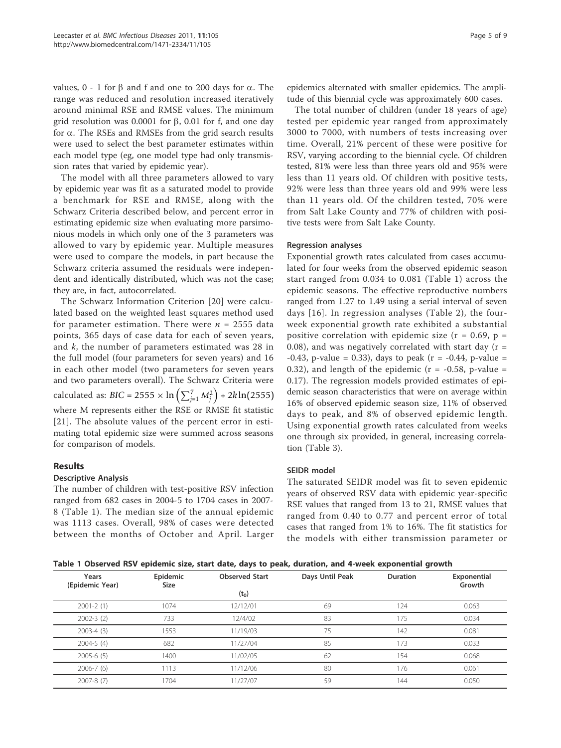values, 0 - 1 for $\beta$ and f and one to 200 days for $\alpha$. The range was reduced and resolution increased iteratively around minimal RSE and RMSE values. The minimum grid resolution was 0.0001 for $\beta$, 0.01 for f, and one day for $\alpha$. The RSEs and RMSEs from the grid search results were used to select the best parameter estimates within each model type (eg, one model type had only transmission rates that varied by epidemic year).

The model with all three parameters allowed to vary by epidemic year was fit as a saturated model to provide a benchmark for RSE and RMSE, along with the Schwarz Criteria described below, and percent error in estimating epidemic size when evaluating more parsimonious models in which only one of the 3 parameters was allowed to vary by epidemic year. Multiple measures were used to compare the models, in part because the Schwarz criteria assumed the residuals were independent and identically distributed, which was not the case; they are, in fact, autocorrelated.

The Schwarz Information Criterion [20] were calculated based on the weighted least squares method used for parameter estimation. There were $n$ = 2555 data points, 365 days of case data for each of seven years, and $k$, the number of parameters estimated was 28 in the full model (four parameters for seven years) and 16 in each other model (two parameters for seven years and two parameters overall). The Schwarz Criteria were calculated as: $BIC = 2555 \times \ln\left(\sum_{j=1}^{7} M_j^2\right) + 2k\ln(2555)$ where M represents either the RSE or RMSE fit statistic [21]. The absolute values of the percent error in estimating total epidemic size were summed across seasons for comparison of models.

## Results

### Descriptive Analysis

The number of children with test-positive RSV infection ranged from 682 cases in 2004-5 to 1704 cases in 2007-8 (Table 1). The median size of the annual epidemic was 1113 cases. Overall, 98% of cases were detected between the months of October and April. Larger epidemics alternated with smaller epidemics. The amplitude of this biennial cycle was approximately 600 cases.

The total number of children (under 18 years of age) tested per epidemic year ranged from approximately 3000 to 7000, with numbers of tests increasing over time. Overall, 21% percent of these were positive for RSV, varying according to the biennial cycle. Of children tested, 81% were less than three years old and 95% were less than 11 years old. Of children with positive tests, 92% were less than three years old and 99% were less than 11 years old. Of the children tested, 70% were from Salt Lake County and 77% of children with positive tests were from Salt Lake County.

### Regression analyses

Exponential growth rates calculated from cases accumulated for four weeks from the observed epidemic season start ranged from 0.034 to 0.081 (Table 1) across the epidemic seasons. The effective reproductive numbers ranged from 1.27 to 1.49 using a serial interval of seven days [16]. In regression analyses (Table 2), the four-week exponential growth rate exhibited a substantial positive correlation with epidemic size ($r = 0.69$, $p = 0.08$), and was negatively correlated with start day ($r = -0.43$, p-value = 0.33), days to peak ($r = -0.44$, p-value = 0.32), and length of the epidemic ($r = -0.58$, p-value = 0.17). The regression models provided estimates of epidemic season characteristics that were on average within 16% of observed epidemic season size, 11% of observed days to peak, and 8% of observed epidemic length. Using exponential growth rates calculated from weeks one through six provided, in general, increasing correlation (Table 3).

### SEIDR model

The saturated SEIDR model was fit to seven epidemic years of observed RSV data with epidemic year-specific RSE values that ranged from 13 to 21, RMSE values that ranged from 0.40 to 0.77 and percent error of total cases that ranged from 1% to 16%. The fit statistics for the models with either transmission parameter or

**Table 1 Observed RSV epidemic size, start date, days to peak, duration, and 4-week exponential growth**

| Years (Epidemic Year) | Epidemic Size | Observed Start ($t_0$) | Days Until Peak | Duration | Exponential Growth |
|---|---|---|---|---|---|
| 2001-2 (1) | 1074 | 12/12/01 | 69 | 124 | 0.063 |
| 2002-3 (2) | 733 | 12/4/02 | 83 | 175 | 0.034 |
| 2003-4 (3) | 1553 | 11/19/03 | 75 | 142 | 0.081 |
| 2004-5 (4) | 682 | 11/27/04 | 85 | 173 | 0.033 |
| 2005-6 (5) | 1400 | 11/02/05 | 62 | 154 | 0.068 |
| 2006-7 (6) | 1113 | 11/12/06 | 80 | 176 | 0.061 |
| 2007-8 (7) | 1704 | 11/27/07 | 59 | 144 | 0.050 |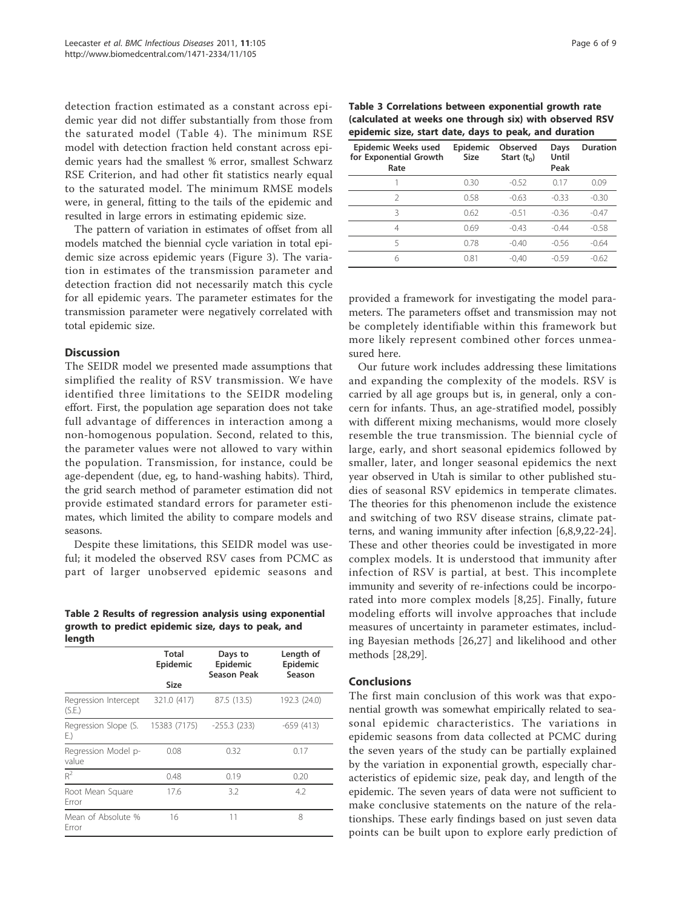detection fraction estimated as a constant across epidemic year did not differ substantially from those from the saturated model (Table 4). The minimum RSE model with detection fraction held constant across epidemic years had the smallest % error, smallest Schwarz RSE Criterion, and had other fit statistics nearly equal to the saturated model. The minimum RMSE models were, in general, fitting to the tails of the epidemic and resulted in large errors in estimating epidemic size.

The pattern of variation in estimates of offset from all models matched the biennial cycle variation in total epidemic size across epidemic years (Figure 3). The variation in estimates of the transmission parameter and detection fraction did not necessarily match this cycle for all epidemic years. The parameter estimates for the transmission parameter were negatively correlated with total epidemic size.

## Discussion

The SEIDR model we presented made assumptions that simplified the reality of RSV transmission. We have identified three limitations to the SEIDR modeling effort. First, the population age separation does not take full advantage of differences in interaction among a non-homogenous population. Second, related to this, the parameter values were not allowed to vary within the population. Transmission, for instance, could be age-dependent (due, eg, to hand-washing habits). Third, the grid search method of parameter estimation did not provide estimated standard errors for parameter estimates, which limited the ability to compare models and seasons.

Despite these limitations, this SEIDR model was useful; it modeled the observed RSV cases from PCMC as part of larger unobserved epidemic seasons and provided a framework for investigating the model parameters. The parameters offset and transmission may not be completely identifiable within this framework but more likely represent combined other forces unmeasured here.

Our future work includes addressing these limitations and expanding the complexity of the models. RSV is carried by all age groups but is, in general, only a concern for infants. Thus, an age-stratified model, possibly with different mixing mechanisms, would more closely resemble the true transmission. The biennial cycle of large, early, and short seasonal epidemics followed by smaller, later, and longer seasonal epidemics the next year observed in Utah is similar to other published studies of seasonal RSV epidemics in temperate climates. The theories for this phenomenon include the existence and switching of two RSV disease strains, climate patterns, and waning immunity after infection [6,8,9,22-24]. These and other theories could be investigated in more complex models. It is understood that immunity after infection of RSV is partial, at best. This incomplete immunity and severity of re-infections could be incorporated into more complex models [8,25]. Finally, future modeling efforts will involve approaches that include measures of uncertainty in parameter estimates, including Bayesian methods [26,27] and likelihood and other methods [28,29].

**Table 2 Results of regression analysis using exponential growth to predict epidemic size, days to peak, and length**

| | Total Epidemic Size | Days to Epidemic Season Peak | Length of Epidemic Season |
|---|---|---|---|
| Regression Intercept (S.E.) | 321.0 (417) | 87.5 (13.5) | 192.3 (24.0) |
| Regression Slope (S. E.) | 15383 (7175) | -255.3 (233) | -659 (413) |
| Regression Model p-value | 0.08 | 0.32 | 0.17 |
| $R^2$ | 0.48 | 0.19 | 0.20 |
| Root Mean Square Error | 17.6 | 3.2 | 4.2 |
| Mean of Absolute % Error | 16 | 11 | 8 |

**Table 3 Correlations between exponential growth rate (calculated at weeks one through six) with observed RSV epidemic size, start date, days to peak, and duration**

| Epidemic Weeks used for Exponential Growth Rate | Epidemic Size | Observed Start ($t_0$) | Days Until Peak | Duration |
|---|---|---|---|---|
| 1 | 0.30 | -0.52 | 0.17 | 0.09 |
| 2 | 0.58 | -0.63 | -0.33 | -0.30 |
| 3 | 0.62 | -0.51 | -0.36 | -0.47 |
| 4 | 0.69 | -0.43 | -0.44 | -0.58 |
| 5 | 0.78 | -0.40 | -0.56 | -0.64 |
| 6 | 0.81 | -0,40 | -0.59 | -0.62 |

## Conclusions

The first main conclusion of this work was that exponential growth was somewhat empirically related to seasonal epidemic characteristics. The variations in epidemic seasons from data collected at PCMC during the seven years of the study can be partially explained by the variation in exponential growth, especially characteristics of epidemic size, peak day, and length of the epidemic. The seven years of data were not sufficient to make conclusive statements on the nature of the relationships. These early findings based on just seven data points can be built upon to explore early prediction of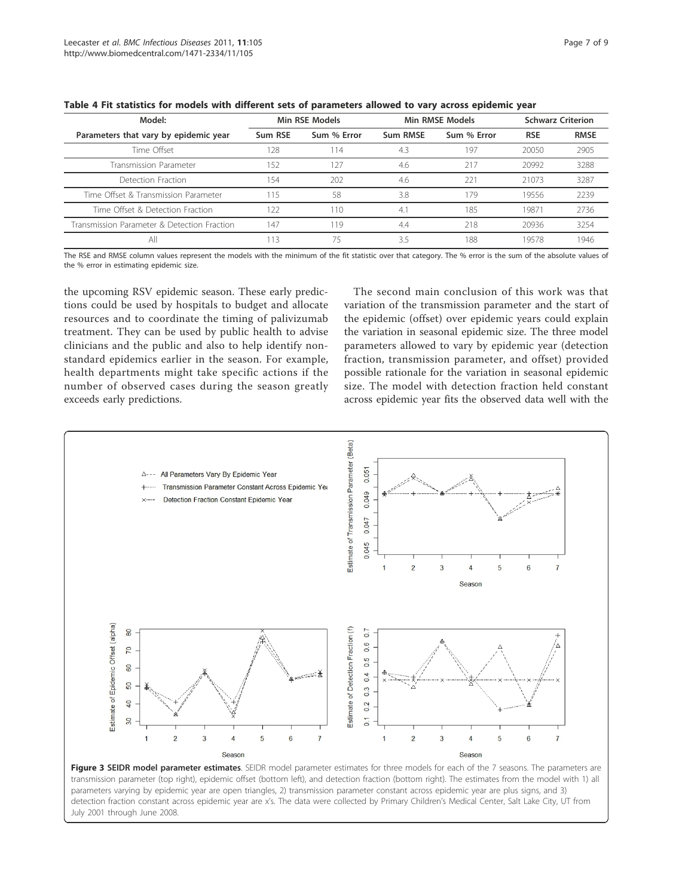**Table 4 Fit statistics for models with different sets of parameters allowed to vary across epidemic year**

| Model: | Min RSE Models | | Min RMSE Models | | Schwarz Criterion | |
|---|---|---|---|---|---|---|
| Parameters that vary by epidemic year | Sum RSE | Sum % Error | Sum RMSE | Sum % Error | RSE | RMSE |
| Time Offset | 128 | 114 | 4.3 | 197 | 20050 | 2905 |
| Transmission Parameter | 152 | 127 | 4.6 | 217 | 20992 | 3288 |
| Detection Fraction | 154 | 202 | 4.6 | 221 | 21073 | 3287 |
| Time Offset & Transmission Parameter | 115 | 58 | 3.8 | 179 | 19556 | 2239 |
| Time Offset & Detection Fraction | 122 | 110 | 4.1 | 185 | 19871 | 2736 |
| Transmission Parameter & Detection Fraction | 147 | 119 | 4.4 | 218 | 20936 | 3254 |
| All | 113 | 75 | 3.5 | 188 | 19578 | 1946 |

The RSE and RMSE column values represent the models with the minimum of the fit statistic over that category. The % error is the sum of the absolute values of the % error in estimating epidemic size.

the upcoming RSV epidemic season. These early predictions could be used by hospitals to budget and allocate resources and to coordinate the timing of palivizumab treatment. They can be used by public health to advise clinicians and the public and also to help identify non-standard epidemics earlier in the season. For example, health departments might take specific actions if the number of observed cases during the season greatly exceeds early predictions.

The second main conclusion of this work was that variation of the transmission parameter and the start of the epidemic (offset) over epidemic years could explain the variation in seasonal epidemic size. The three model parameters allowed to vary by epidemic year (detection fraction, transmission parameter, and offset) provided possible rationale for the variation in seasonal epidemic size. The model with detection fraction held constant across epidemic year fits the observed data well with the

**Figure 3 SEIDR model parameter estimates**. SEIDR model parameter estimates for three models for each of the 7 seasons. The parameters are transmission parameter (top right), epidemic offset (bottom left), and detection fraction (bottom right). The estimates from the model with 1) all parameters varying by epidemic year are open triangles, 2) transmission parameter constant across epidemic year are plus signs, and 3) detection fraction constant across epidemic year are x's. The data were collected by Primary Children's Medical Center, Salt Lake City, UT from July 2001 through June 2008.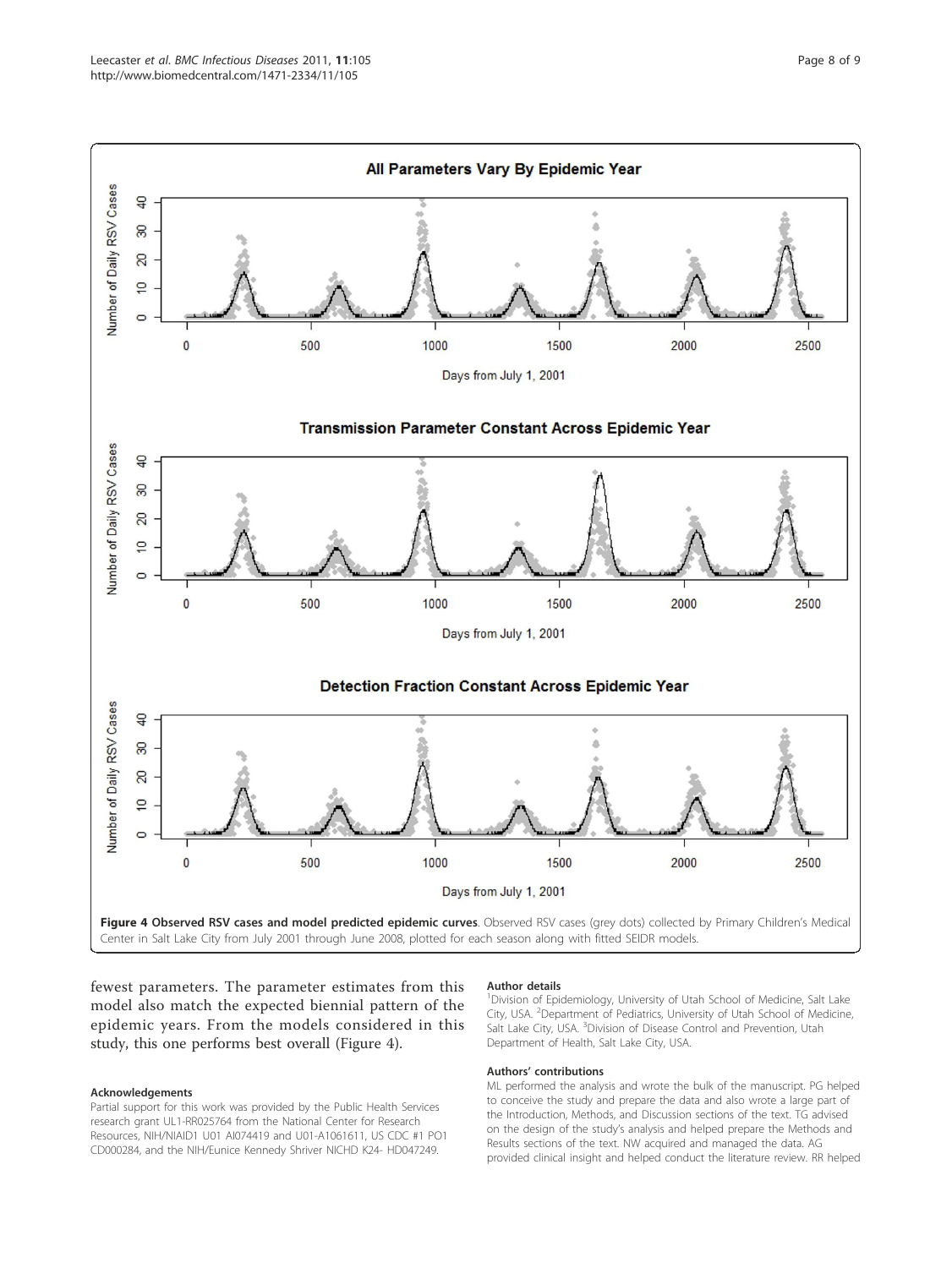**Figure 4 Observed RSV cases and model predicted epidemic curves**. Observed RSV cases (grey dots) collected by Primary Children's Medical Center in Salt Lake City from July 2001 through June 2008, plotted for each season along with fitted SEIDR models.

fewest parameters. The parameter estimates from this model also match the expected biennial pattern of the epidemic years. From the models considered in this study, this one performs best overall (Figure 4).

## Acknowledgements

Partial support for this work was provided by the Public Health Services research grant UL1-RR025764 from the National Center for Research Resources, NIH/NIAID1 U01 AI074419 and U01-A1061611, US CDC #1 PO1 CD000284, and the NIH/Eunice Kennedy Shriver NICHD K24- HD047249.

## Author details

[1]Division of Epidemiology, University of Utah School of Medicine, Salt Lake City, USA. [2]Department of Pediatrics, University of Utah School of Medicine, Salt Lake City, USA. [3]Division of Disease Control and Prevention, Utah Department of Health, Salt Lake City, USA.

## Authors' contributions

ML performed the analysis and wrote the bulk of the manuscript. PG helped to conceive the study and prepare the data and also wrote a large part of the Introduction, Methods, and Discussion sections of the text. TG advised on the design of the study's analysis and helped prepare the Methods and Results sections of the text. NW acquired and managed the data. AG provided clinical insight and helped conduct the literature review. RR helped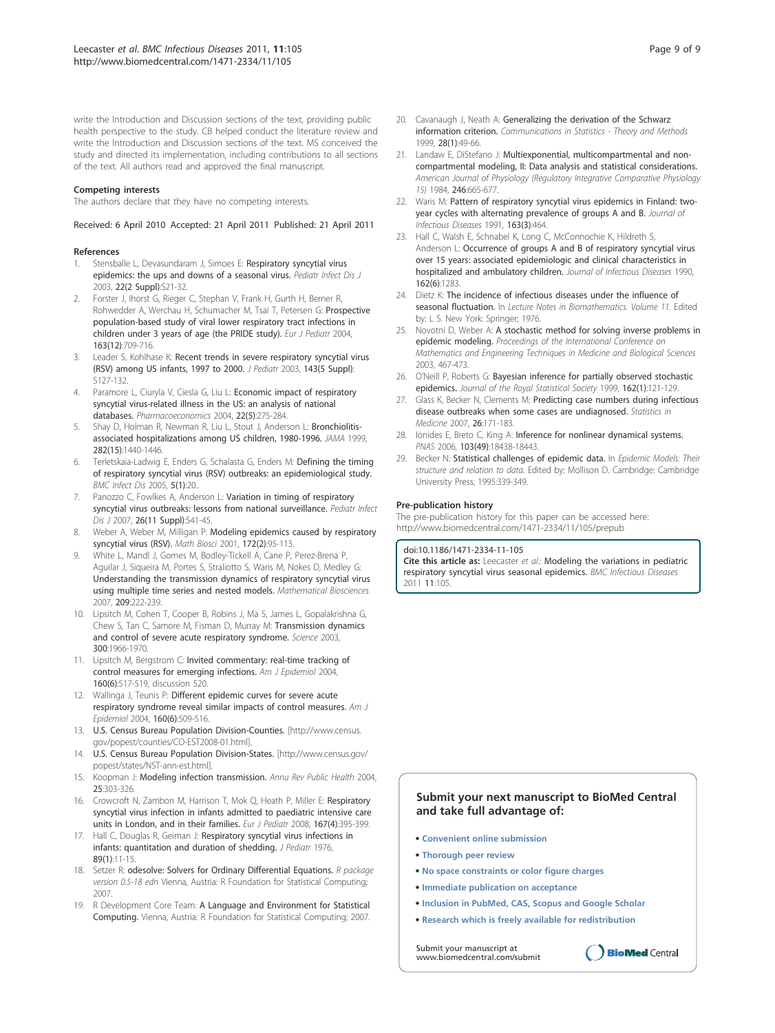write the Introduction and Discussion sections of the text, providing public health perspective to the study. CB helped conduct the literature review and write the Introduction and Discussion sections of the text. MS conceived the study and directed its implementation, including contributions to all sections of the text. All authors read and approved the final manuscript.

#### Competing interests

The authors declare that they have no competing interests.

Received: 6 April 2010 Accepted: 21 April 2011 Published: 21 April 2011

#### References

1. Stensballe L, Devasundaram J, Simoes E: **Respiratory syncytial virus epidemics: the ups and downs of a seasonal virus.** *Pediatr Infect Dis J* 2003, **22(2 Suppl)**:S21-32.
2. Forster J, Ihorst G, Rieger C, Stephan V, Frank H, Gurth H, Berner R, Rohwedder A, Werchau H, Schumacher M, Tsai T, Petersen G: **Prospective population-based study of viral lower respiratory tract infections in children under 3 years of age (the PRIDE study).** *Eur J Pediatr* 2004, **163(12)**:709-716.
3. Leader S, Kohlhase K: **Recent trends in severe respiratory syncytial virus (RSV) among US infants, 1997 to 2000.** *J Pediatr* 2003, **143(5 Suppl)**: S127-132.
4. Paramore L, Ciuryla V, Ciesla G, Liu L: **Economic impact of respiratory syncytial virus-related illness in the US: an analysis of national databases.** *Pharmacoeconomics* 2004, **22(5)**:275-284.
5. Shay D, Holman R, Newman R, Liu L, Stout J, Anderson L: **Bronchiolitis-associated hospitalizations among US children, 1980-1996.** *JAMA* 1999, **282(15)**:1440-1446.
6. Terletskaia-Ladwig E, Enders G, Schalasta G, Enders M: **Defining the timing of respiratory syncytial virus (RSV) outbreaks: an epidemiological study.** *BMC Infect Dis* 2005, **5(1)**:20..
7. Panozzo C, Fowlkes A, Anderson L: **Variation in timing of respiratory syncytial virus outbreaks: lessons from national surveillance.** *Pediatr Infect Dis J* 2007, **26(11 Suppl)**:S41-45.
8. Weber A, Weber M, Milligan P: **Modeling epidemics caused by respiratory syncytial virus (RSV).** *Math Biosci* 2001, **172(2)**:95-113.
9. White L, Mandl J, Gomes M, Bodley-Tickell A, Cane P, Perez-Brena P, Aguilar J, Siqueira M, Portes S, Straliotto S, Waris M, Nokes D, Medley G: **Understanding the transmission dynamics of respiratory syncytial virus using multiple time series and nested models.** *Mathematical Biosciences* 2007, **209**:222-239.
10. Lipsitch M, Cohen T, Cooper B, Robins J, Ma S, James L, Gopalakrishna G, Chew S, Tan C, Samore M, Fisman D, Murray M: **Transmission dynamics and control of severe acute respiratory syndrome.** *Science* 2003, **300**:1966-1970.
11. Lipsitch M, Bergstrom C: **Invited commentary: real-time tracking of control measures for emerging infections.** *Am J Epidemiol* 2004, **160(6)**:517-519, discussion 520.
12. Wallinga J, Teunis P: **Different epidemic curves for severe acute respiratory syndrome reveal similar impacts of control measures.** *Am J Epidemiol* 2004, **160(6)**:509-516.
13. U.S. Census Bureau Population Division-Counties. [http://www.census.gov/popest/counties/CO-EST2008-01.html].
14. U.S. Census Bureau Population Division-States. [http://www.census.gov/popest/states/NST-ann-est.html].
15. Koopman J: **Modeling infection transmission.** *Annu Rev Public Health* 2004, **25**:303-326.
16. Crowcroft N, Zambon M, Harrison T, Mok Q, Heath P, Miller E: **Respiratory syncytial virus infection in infants admitted to paediatric intensive care units in London, and in their families.** *Eur J Pediatr* 2008, **167(4)**:395-399.
17. Hall C, Douglas R, Geiman J: **Respiratory syncytial virus infections in infants: quantitation and duration of shedding.** *J Pediatr* 1976, **89(1)**:11-15.
18. Setzer R: **odesolve: Solvers for Ordinary Differential Equations.** *R package version 0.5-18 edn* Vienna, Austria: R Foundation for Statistical Computing; 2007.
19. R Development Core Team: **A Language and Environment for Statistical Computing.** Vienna, Austria: R Foundation for Statistical Computing; 2007.
20. Cavanaugh J, Neath A: **Generalizing the derivation of the Schwarz information criterion.** *Communications in Statistics - Theory and Methods* 1999, **28(1)**:49-66.
21. Landaw E, DiStefano J: **Multiexponential, multicompartmental and non-compartmental modeling, II: Data analysis and statistical considerations.** *American Journal of Physiology (Regulatory Integrative Comparative Physiology 15)* 1984, **246**:665-677.
22. Waris M: **Pattern of respiratory syncytial virus epidemics in Finland: two-year cycles with alternating prevalence of groups A and B.** *Journal of Infectious Diseases* 1991, **163(3)**:464.
23. Hall C, Walsh E, Schnabel K, Long C, McConnochie K, Hildreth S, Anderson L: **Occurrence of groups A and B of respiratory syncytial virus over 15 years: associated epidemiologic and clinical characteristics in hospitalized and ambulatory children.** *Journal of Infectious Diseases* 1990, **162(6)**:1283.
24. Dietz K: **The incidence of infectious diseases under the influence of seasonal fluctuation.** In *Lecture Notes in Biomathematics. Volume 11.* Edited by: L S. New York: Springer; 1976.
25. Novotni D, Weber A: **A stochastic method for solving inverse problems in epidemic modeling.** *Proceedings of the International Conference on Mathematics and Engineering Techniques in Medicine and Biological Sciences* 2003, 467-473.
26. O'Neill P, Roberts G: **Bayesian inference for partially observed stochastic epidemics.** *Journal of the Royal Statistical Society* 1999, **162(1)**:121-129.
27. Glass K, Becker N, Clements M: **Predicting case numbers during infectious disease outbreaks when some cases are undiagnosed.** *Statistics in Medicine* 2007, **26**:171-183.
28. Ionides E, Breto C, King A: **Inference for nonlinear dynamical systems.** *PNAS* 2006, **103(49)**:18438-18443.
29. Becker N: **Statistical challenges of epidemic data.** In *Epidemic Models: Their structure and relation to data.* Edited by: Mollison D. Cambridge: Cambridge University Press; 1995:339-349.

#### Pre-publication history

The pre-publication history for this paper can be accessed here: http://www.biomedcentral.com/1471-2334/11/105/prepub

doi:10.1186/1471-2334-11-105

**Cite this article as:** Leecaster *et al.*: Modeling the variations in pediatric respiratory syncytial virus seasonal epidemics. *BMC Infectious Diseases* 2011 **11**:105.

**Submit your next manuscript to BioMed Central and take full advantage of:**

- Convenient online submission
- Thorough peer review
- No space constraints or color figure charges
- Immediate publication on acceptance
- Inclusion in PubMed, CAS, Scopus and Google Scholar
- Research which is freely available for redistribution

Submit your manuscript at www.biomedcentral.com/submit

BioMed Central